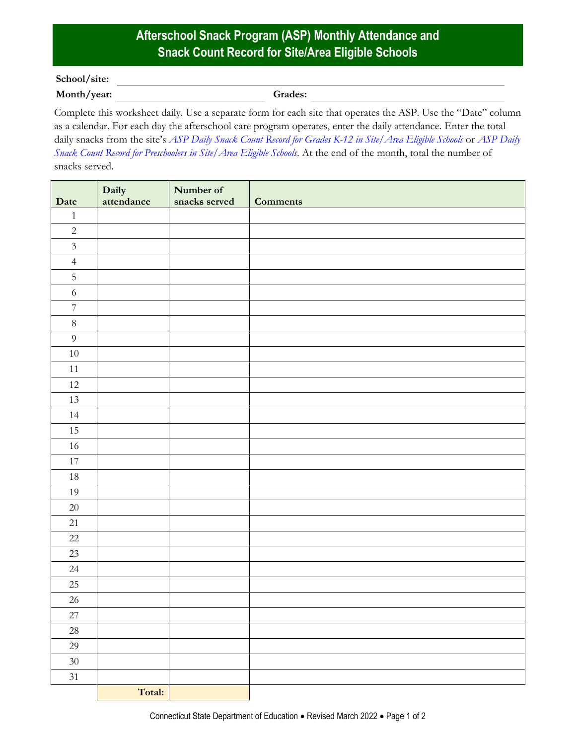# Afterschool Snack Program (ASP) Monthly Attendance and Snack Count Record for Site/Area Eligible Schools

**School/site:** ______________________________

**Month/year:** ______________ **Grades:** ______________

Complete this worksheet daily. Use a separate form for each site that operates the ASP. Use the "Date" column as a calendar. For each day the afterschool care program operates, enter the daily attendance. Enter the total daily snacks from the site's *ASP Daily Snack Count Record for Grades K-12 in Site/Area Eligible Schools* or *ASP Daily Snack Count Record for Preschoolers in Site/Area Eligible Schools*. At the end of the month, total the number of snacks served.

| Date | Daily attendance | Number of snacks served | Comments |
|---|---|---|---|
| 1 | | | |
| 2 | | | |
| 3 | | | |
| 4 | | | |
| 5 | | | |
| 6 | | | |
| 7 | | | |
| 8 | | | |
| 9 | | | |
| 10 | | | |
| 11 | | | |
| 12 | | | |
| 13 | | | |
| 14 | | | |
| 15 | | | |
| 16 | | | |
| 17 | | | |
| 18 | | | |
| 19 | | | |
| 20 | | | |
| 21 | | | |
| 22 | | | |
| 23 | | | |
| 24 | | | |
| 25 | | | |
| 26 | | | |
| 27 | | | |
| 28 | | | |
| 29 | | | |
| 30 | | | |
| 31 | | | |
| | **Total:** | | |

Connecticut State Department of Education • Revised March 2022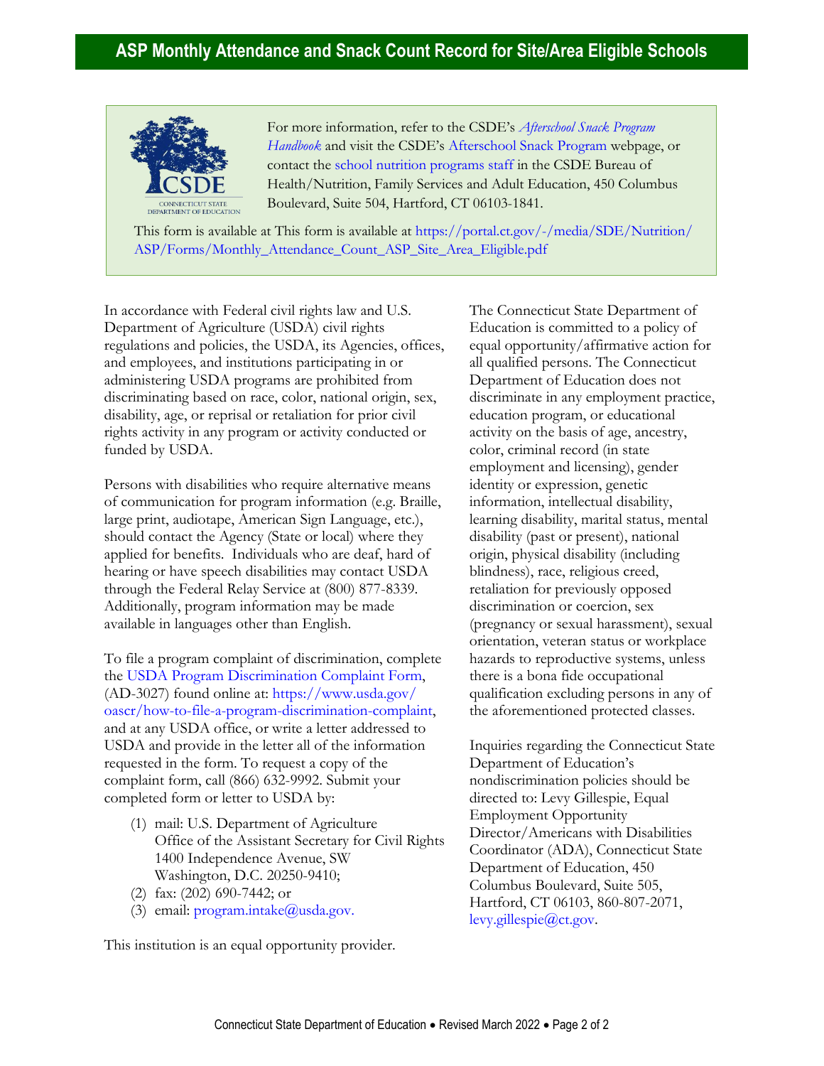## ASP Monthly Attendance and Snack Count Record for Site/Area Eligible Schools

For more information, refer to the CSDE's *Afterschool Snack Program Handbook* and visit the CSDE's Afterschool Snack Program webpage, or contact the school nutrition programs staff in the CSDE Bureau of Health/Nutrition, Family Services and Adult Education, 450 Columbus Boulevard, Suite 504, Hartford, CT 06103-1841.

This form is available at This form is available at https://portal.ct.gov/-/media/SDE/Nutrition/ASP/Forms/Monthly_Attendance_Count_ASP_Site_Area_Eligible.pdf

In accordance with Federal civil rights law and U.S. Department of Agriculture (USDA) civil rights regulations and policies, the USDA, its Agencies, offices, and employees, and institutions participating in or administering USDA programs are prohibited from discriminating based on race, color, national origin, sex, disability, age, or reprisal or retaliation for prior civil rights activity in any program or activity conducted or funded by USDA.

Persons with disabilities who require alternative means of communication for program information (e.g. Braille, large print, audiotape, American Sign Language, etc.), should contact the Agency (State or local) where they applied for benefits. Individuals who are deaf, hard of hearing or have speech disabilities may contact USDA through the Federal Relay Service at (800) 877-8339. Additionally, program information may be made available in languages other than English.

To file a program complaint of discrimination, complete the USDA Program Discrimination Complaint Form, (AD-3027) found online at: https://www.usda.gov/oascr/how-to-file-a-program-discrimination-complaint, and at any USDA office, or write a letter addressed to USDA and provide in the letter all of the information requested in the form. To request a copy of the complaint form, call (866) 632-9992. Submit your completed form or letter to USDA by:

(1) mail: U.S. Department of Agriculture
Office of the Assistant Secretary for Civil Rights
1400 Independence Avenue, SW
Washington, D.C. 20250-9410;
(2) fax: (202) 690-7442; or
(3) email: program.intake@usda.gov.

This institution is an equal opportunity provider.

The Connecticut State Department of Education is committed to a policy of equal opportunity/affirmative action for all qualified persons. The Connecticut Department of Education does not discriminate in any employment practice, education program, or educational activity on the basis of age, ancestry, color, criminal record (in state employment and licensing), gender identity or expression, genetic information, intellectual disability, learning disability, marital status, mental disability (past or present), national origin, physical disability (including blindness), race, religious creed, retaliation for previously opposed discrimination or coercion, sex (pregnancy or sexual harassment), sexual orientation, veteran status or workplace hazards to reproductive systems, unless there is a bona fide occupational qualification excluding persons in any of the aforementioned protected classes.

Inquiries regarding the Connecticut State Department of Education's nondiscrimination policies should be directed to: Levy Gillespie, Equal Employment Opportunity Director/Americans with Disabilities Coordinator (ADA), Connecticut State Department of Education, 450 Columbus Boulevard, Suite 505, Hartford, CT 06103, 860-807-2071, levy.gillespie@ct.gov.